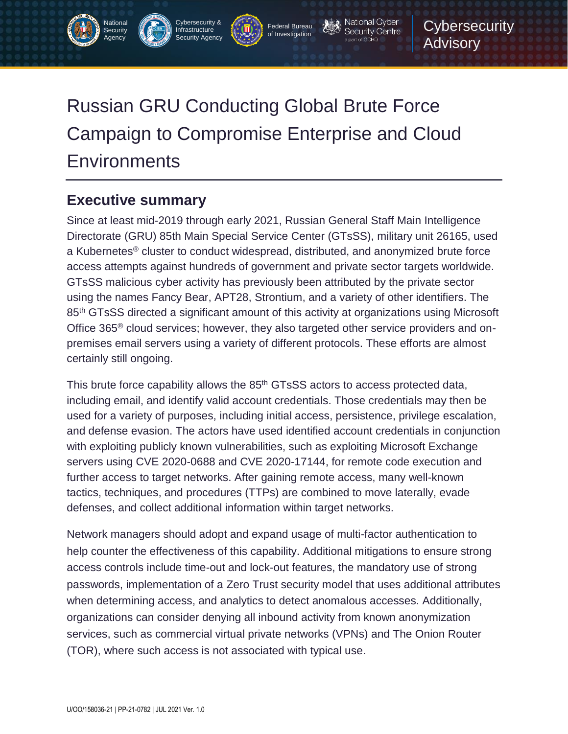National Security Agency | Cybersecurity & Infrastructure Security Agency | Federal Bureau of Investigation | National Cyber Security Centre a part of GCHQ

Cybersecurity Advisory

# Russian GRU Conducting Global Brute Force Campaign to Compromise Enterprise and Cloud Environments

## Executive summary

Since at least mid-2019 through early 2021, Russian General Staff Main Intelligence Directorate (GRU) 85th Main Special Service Center (GTsSS), military unit 26165, used a Kubernetes® cluster to conduct widespread, distributed, and anonymized brute force access attempts against hundreds of government and private sector targets worldwide. GTsSS malicious cyber activity has previously been attributed by the private sector using the names Fancy Bear, APT28, Strontium, and a variety of other identifiers. The 85th GTsSS directed a significant amount of this activity at organizations using Microsoft Office 365® cloud services; however, they also targeted other service providers and on-premises email servers using a variety of different protocols. These efforts are almost certainly still ongoing.

This brute force capability allows the 85th GTsSS actors to access protected data, including email, and identify valid account credentials. Those credentials may then be used for a variety of purposes, including initial access, persistence, privilege escalation, and defense evasion. The actors have used identified account credentials in conjunction with exploiting publicly known vulnerabilities, such as exploiting Microsoft Exchange servers using CVE 2020-0688 and CVE 2020-17144, for remote code execution and further access to target networks. After gaining remote access, many well-known tactics, techniques, and procedures (TTPs) are combined to move laterally, evade defenses, and collect additional information within target networks.

Network managers should adopt and expand usage of multi-factor authentication to help counter the effectiveness of this capability. Additional mitigations to ensure strong access controls include time-out and lock-out features, the mandatory use of strong passwords, implementation of a Zero Trust security model that uses additional attributes when determining access, and analytics to detect anomalous accesses. Additionally, organizations can consider denying all inbound activity from known anonymization services, such as commercial virtual private networks (VPNs) and The Onion Router (TOR), where such access is not associated with typical use.

U/OO/158036-21 | PP-21-0782 | JUL 2021 Ver. 1.0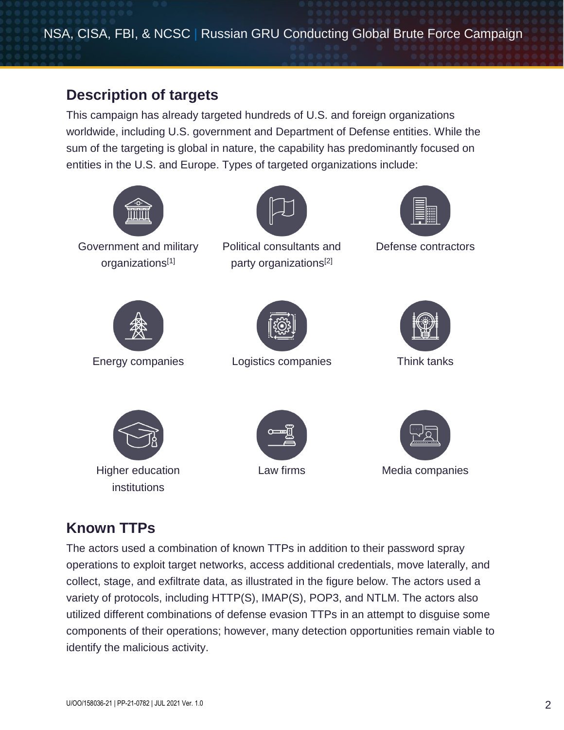## Description of targets

This campaign has already targeted hundreds of U.S. and foreign organizations worldwide, including U.S. government and Department of Defense entities. While the sum of the targeting is global in nature, the capability has predominantly focused on entities in the U.S. and Europe. Types of targeted organizations include:

- Government and military organizations[1]
- Political consultants and party organizations[2]
- Defense contractors
- Energy companies
- Logistics companies
- Think tanks
- Higher education institutions
- Law firms
- Media companies

## Known TTPs

The actors used a combination of known TTPs in addition to their password spray operations to exploit target networks, access additional credentials, move laterally, and collect, stage, and exfiltrate data, as illustrated in the figure below. The actors used a variety of protocols, including HTTP(S), IMAP(S), POP3, and NTLM. The actors also utilized different combinations of defense evasion TTPs in an attempt to disguise some components of their operations; however, many detection opportunities remain viable to identify the malicious activity.

U/OO/158036-21 | PP-21-0782 | JUL 2021 Ver. 1.0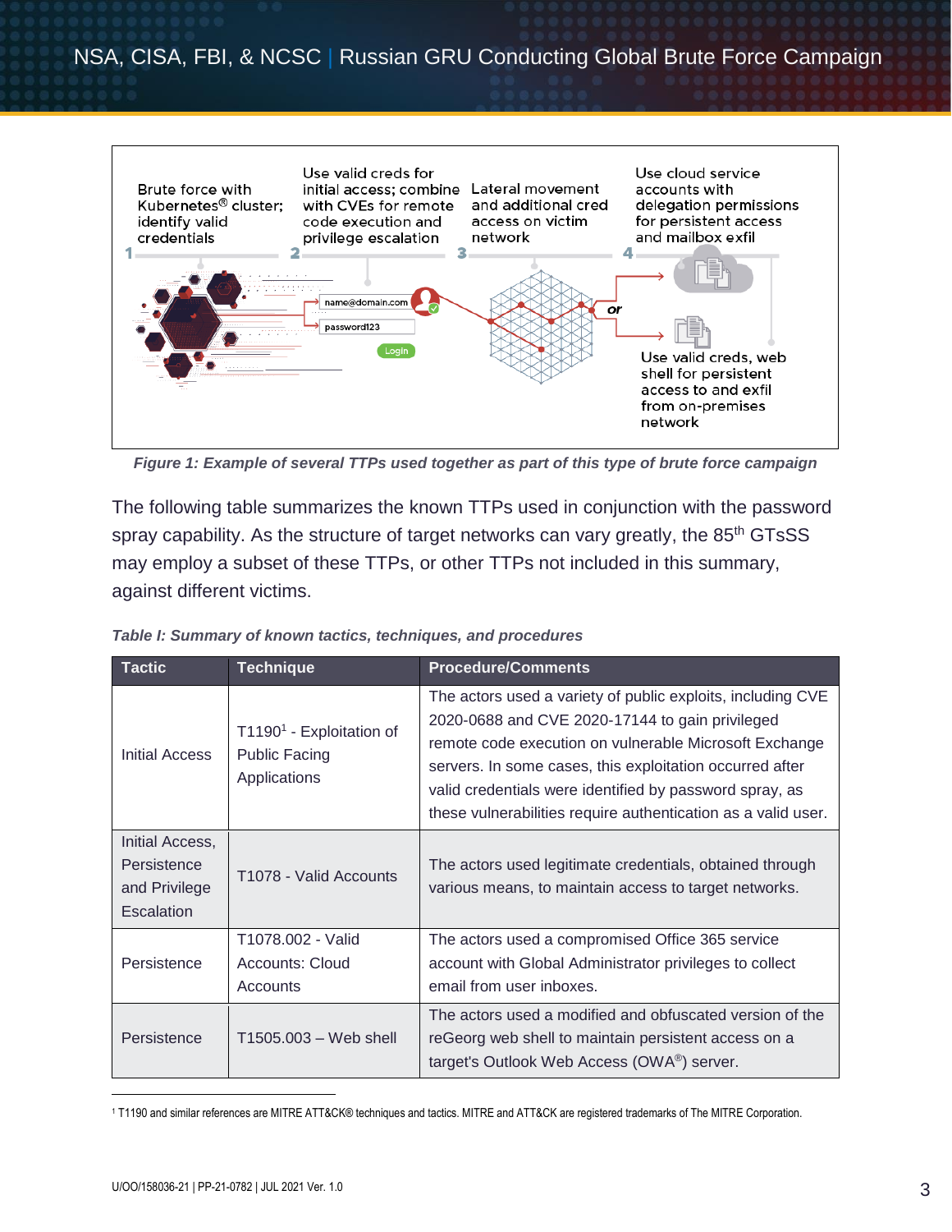*Figure 1: Example of several TTPs used together as part of this type of brute force campaign*

The following table summarizes the known TTPs used in conjunction with the password spray capability. As the structure of target networks can vary greatly, the 85th GTsSS may employ a subset of these TTPs, or other TTPs not included in this summary, against different victims.

*Table I: Summary of known tactics, techniques, and procedures*

| Tactic | Technique | Procedure/Comments |
|---|---|---|
| Initial Access | T1190[1] - Exploitation of Public Facing Applications | The actors used a variety of public exploits, including CVE 2020-0688 and CVE 2020-17144 to gain privileged remote code execution on vulnerable Microsoft Exchange servers. In some cases, this exploitation occurred after valid credentials were identified by password spray, as these vulnerabilities require authentication as a valid user. |
| Initial Access, Persistence and Privilege Escalation | T1078 - Valid Accounts | The actors used legitimate credentials, obtained through various means, to maintain access to target networks. |
| Persistence | T1078.002 - Valid Accounts: Cloud Accounts | The actors used a compromised Office 365 service account with Global Administrator privileges to collect email from user inboxes. |
| Persistence | T1505.003 – Web shell | The actors used a modified and obfuscated version of the reGeorg web shell to maintain persistent access on a target's Outlook Web Access (OWA®) server. |

[1] T1190 and similar references are MITRE ATT&CK® techniques and tactics. MITRE and ATT&CK are registered trademarks of The MITRE Corporation.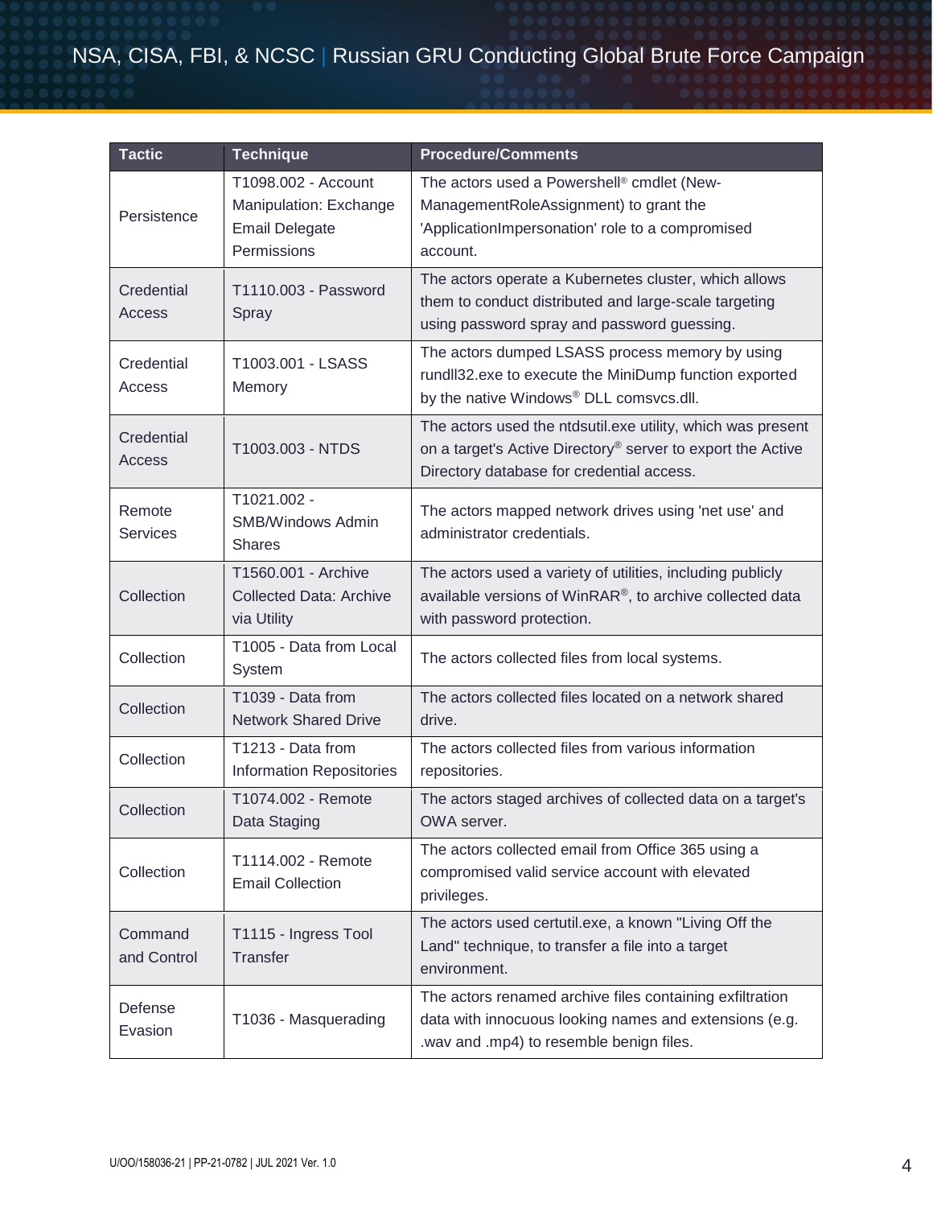| Tactic | Technique | Procedure/Comments |
|---|---|---|
| Persistence | T1098.002 - Account Manipulation: Exchange Email Delegate Permissions | The actors used a Powershell® cmdlet (New-ManagementRoleAssignment) to grant the 'ApplicationImpersonation' role to a compromised account. |
| Credential Access | T1110.003 - Password Spray | The actors operate a Kubernetes cluster, which allows them to conduct distributed and large-scale targeting using password spray and password guessing. |
| Credential Access | T1003.001 - LSASS Memory | The actors dumped LSASS process memory by using rundll32.exe to execute the MiniDump function exported by the native Windows® DLL comsvcs.dll. |
| Credential Access | T1003.003 - NTDS | The actors used the ntdsutil.exe utility, which was present on a target's Active Directory® server to export the Active Directory database for credential access. |
| Remote Services | T1021.002 - SMB/Windows Admin Shares | The actors mapped network drives using 'net use' and administrator credentials. |
| Collection | T1560.001 - Archive Collected Data: Archive via Utility | The actors used a variety of utilities, including publicly available versions of WinRAR®, to archive collected data with password protection. |
| Collection | T1005 - Data from Local System | The actors collected files from local systems. |
| Collection | T1039 - Data from Network Shared Drive | The actors collected files located on a network shared drive. |
| Collection | T1213 - Data from Information Repositories | The actors collected files from various information repositories. |
| Collection | T1074.002 - Remote Data Staging | The actors staged archives of collected data on a target's OWA server. |
| Collection | T1114.002 - Remote Email Collection | The actors collected email from Office 365 using a compromised valid service account with elevated privileges. |
| Command and Control | T1115 - Ingress Tool Transfer | The actors used certutil.exe, a known "Living Off the Land" technique, to transfer a file into a target environment. |
| Defense Evasion | T1036 - Masquerading | The actors renamed archive files containing exfiltration data with innocuous looking names and extensions (e.g. .wav and .mp4) to resemble benign files. |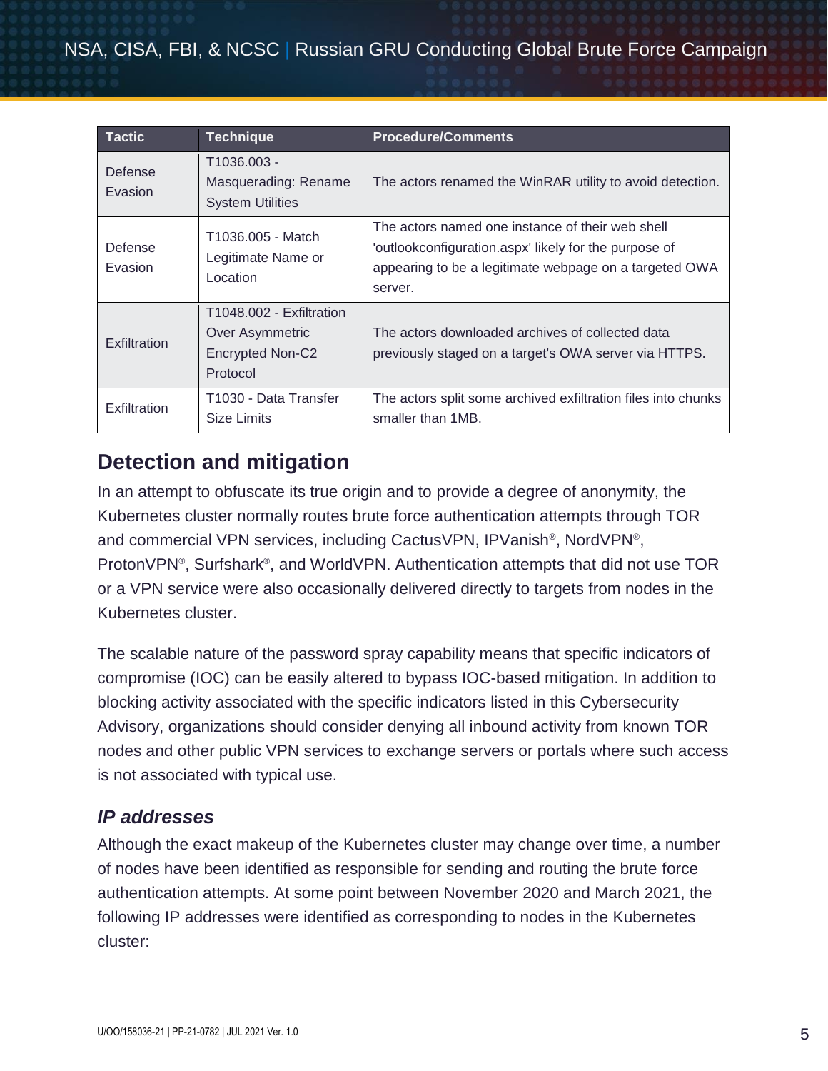| Tactic | Technique | Procedure/Comments |
|---|---|---|
| Defense Evasion | T1036.003 - Masquerading: Rename System Utilities | The actors renamed the WinRAR utility to avoid detection. |
| Defense Evasion | T1036.005 - Match Legitimate Name or Location | The actors named one instance of their web shell 'outlookconfiguration.aspx' likely for the purpose of appearing to be a legitimate webpage on a targeted OWA server. |
| Exfiltration | T1048.002 - Exfiltration Over Asymmetric Encrypted Non-C2 Protocol | The actors downloaded archives of collected data previously staged on a target's OWA server via HTTPS. |
| Exfiltration | T1030 - Data Transfer Size Limits | The actors split some archived exfiltration files into chunks smaller than 1MB. |

## Detection and mitigation

In an attempt to obfuscate its true origin and to provide a degree of anonymity, the Kubernetes cluster normally routes brute force authentication attempts through TOR and commercial VPN services, including CactusVPN, IPVanish®, NordVPN®, ProtonVPN®, Surfshark®, and WorldVPN. Authentication attempts that did not use TOR or a VPN service were also occasionally delivered directly to targets from nodes in the Kubernetes cluster.

The scalable nature of the password spray capability means that specific indicators of compromise (IOC) can be easily altered to bypass IOC-based mitigation. In addition to blocking activity associated with the specific indicators listed in this Cybersecurity Advisory, organizations should consider denying all inbound activity from known TOR nodes and other public VPN services to exchange servers or portals where such access is not associated with typical use.

### *IP addresses*

Although the exact makeup of the Kubernetes cluster may change over time, a number of nodes have been identified as responsible for sending and routing the brute force authentication attempts. At some point between November 2020 and March 2021, the following IP addresses were identified as corresponding to nodes in the Kubernetes cluster: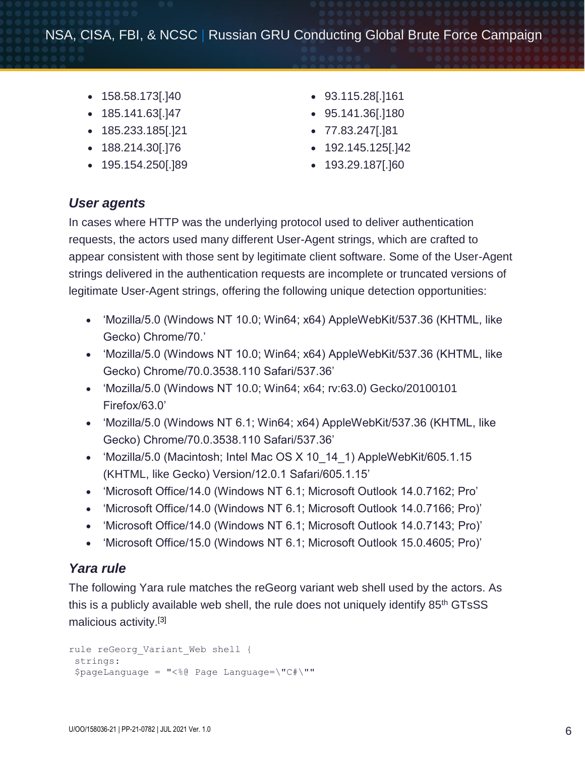- 158.58.173[.]40
- 185.141.63[.]47
- 185.233.185[.]21
- 188.214.30[.]76
- 195.154.250[.]89
- 93.115.28[.]161
- 95.141.36[.]180
- 77.83.247[.]81
- 192.145.125[.]42
- 193.29.187[.]60

### User agents

In cases where HTTP was the underlying protocol used to deliver authentication requests, the actors used many different User-Agent strings, which are crafted to appear consistent with those sent by legitimate client software. Some of the User-Agent strings delivered in the authentication requests are incomplete or truncated versions of legitimate User-Agent strings, offering the following unique detection opportunities:

- 'Mozilla/5.0 (Windows NT 10.0; Win64; x64) AppleWebKit/537.36 (KHTML, like Gecko) Chrome/70.'
- 'Mozilla/5.0 (Windows NT 10.0; Win64; x64) AppleWebKit/537.36 (KHTML, like Gecko) Chrome/70.0.3538.110 Safari/537.36'
- 'Mozilla/5.0 (Windows NT 10.0; Win64; x64; rv:63.0) Gecko/20100101 Firefox/63.0'
- 'Mozilla/5.0 (Windows NT 6.1; Win64; x64) AppleWebKit/537.36 (KHTML, like Gecko) Chrome/70.0.3538.110 Safari/537.36'
- 'Mozilla/5.0 (Macintosh; Intel Mac OS X 10_14_1) AppleWebKit/605.1.15 (KHTML, like Gecko) Version/12.0.1 Safari/605.1.15'
- 'Microsoft Office/14.0 (Windows NT 6.1; Microsoft Outlook 14.0.7162; Pro'
- 'Microsoft Office/14.0 (Windows NT 6.1; Microsoft Outlook 14.0.7166; Pro)'
- 'Microsoft Office/14.0 (Windows NT 6.1; Microsoft Outlook 14.0.7143; Pro)'
- 'Microsoft Office/15.0 (Windows NT 6.1; Microsoft Outlook 15.0.4605; Pro)'

### Yara rule

The following Yara rule matches the reGeorg variant web shell used by the actors. As this is a publicly available web shell, the rule does not uniquely identify 85th GTsSS malicious activity.[3]

```
rule reGeorg_Variant_Web shell {
 strings:
 $pageLanguage = "<%@ Page Language=\"C#\""
```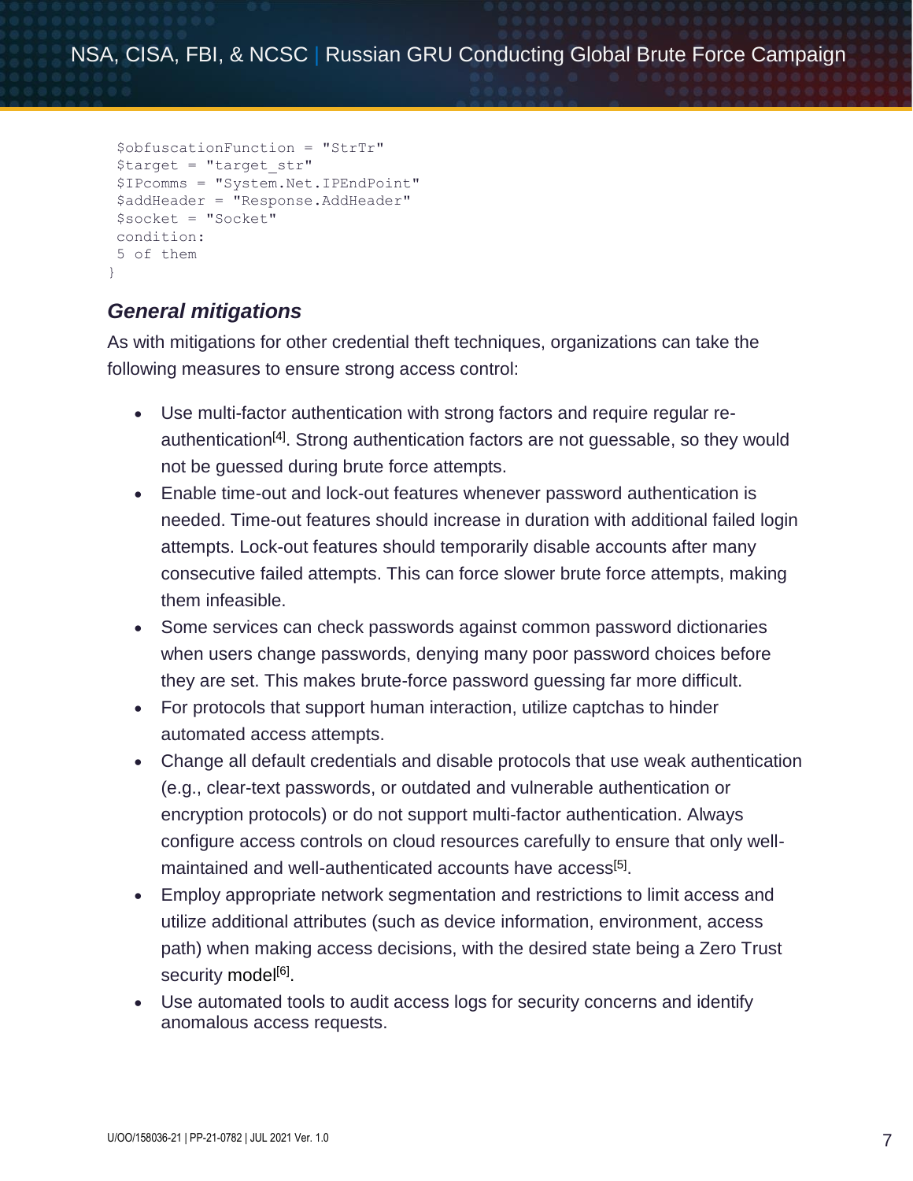```
 $obfuscationFunction = "StrTr"
 $target = "target_str"
 $IPcomms = "System.Net.IPEndPoint"
 $addHeader = "Response.AddHeader"
 $socket = "Socket"
 condition:
 5 of them
}
```

### *General mitigations*

As with mitigations for other credential theft techniques, organizations can take the following measures to ensure strong access control:

- Use multi-factor authentication with strong factors and require regular re-authentication[4]. Strong authentication factors are not guessable, so they would not be guessed during brute force attempts.
- Enable time-out and lock-out features whenever password authentication is needed. Time-out features should increase in duration with additional failed login attempts. Lock-out features should temporarily disable accounts after many consecutive failed attempts. This can force slower brute force attempts, making them infeasible.
- Some services can check passwords against common password dictionaries when users change passwords, denying many poor password choices before they are set. This makes brute-force password guessing far more difficult.
- For protocols that support human interaction, utilize captchas to hinder automated access attempts.
- Change all default credentials and disable protocols that use weak authentication (e.g., clear-text passwords, or outdated and vulnerable authentication or encryption protocols) or do not support multi-factor authentication. Always configure access controls on cloud resources carefully to ensure that only well-maintained and well-authenticated accounts have access[5].
- Employ appropriate network segmentation and restrictions to limit access and utilize additional attributes (such as device information, environment, access path) when making access decisions, with the desired state being a Zero Trust security model[6].
- Use automated tools to audit access logs for security concerns and identify anomalous access requests.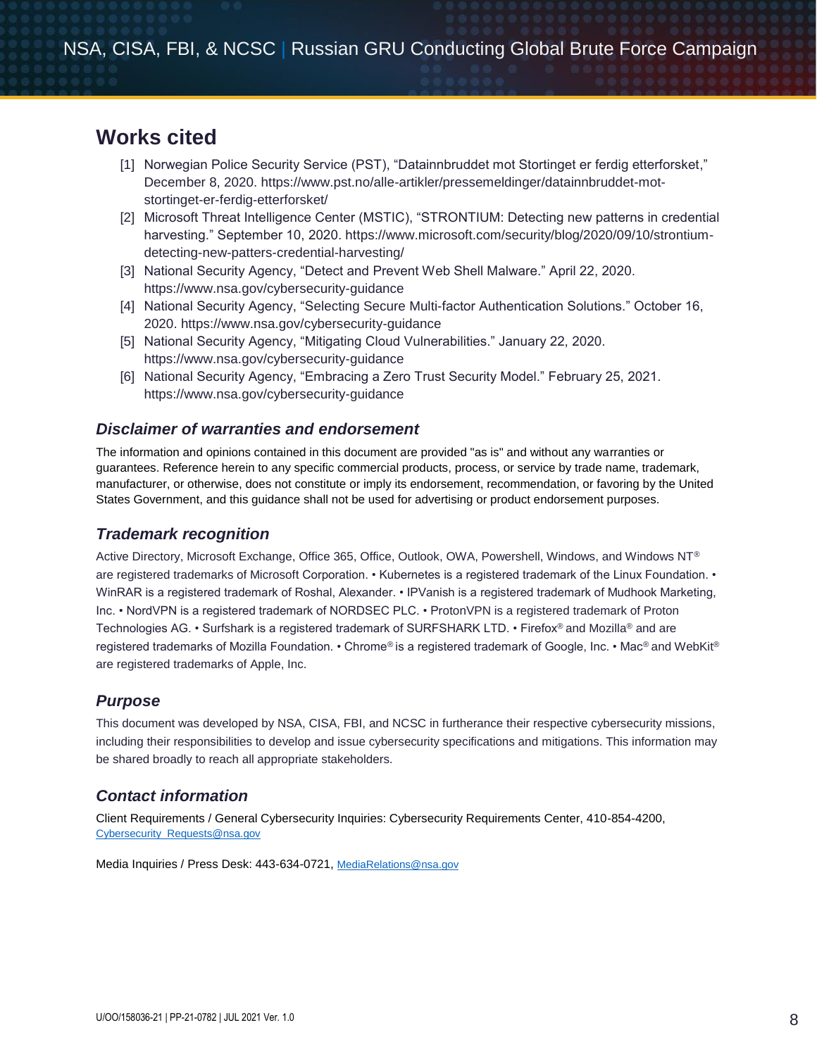## Works cited

[1] Norwegian Police Security Service (PST), "Datainnbruddet mot Stortinget er ferdig etterforsket," December 8, 2020. https://www.pst.no/alle-artikler/pressemeldinger/datainnbruddet-mot-stortinget-er-ferdig-etterforsket/

[2] Microsoft Threat Intelligence Center (MSTIC), "STRONTIUM: Detecting new patterns in credential harvesting." September 10, 2020. https://www.microsoft.com/security/blog/2020/09/10/strontium-detecting-new-patters-credential-harvesting/

[3] National Security Agency, "Detect and Prevent Web Shell Malware." April 22, 2020. https://www.nsa.gov/cybersecurity-guidance

[4] National Security Agency, "Selecting Secure Multi-factor Authentication Solutions." October 16, 2020. https://www.nsa.gov/cybersecurity-guidance

[5] National Security Agency, "Mitigating Cloud Vulnerabilities." January 22, 2020. https://www.nsa.gov/cybersecurity-guidance

[6] National Security Agency, "Embracing a Zero Trust Security Model." February 25, 2021. https://www.nsa.gov/cybersecurity-guidance

### *Disclaimer of warranties and endorsement*

The information and opinions contained in this document are provided "as is" and without any warranties or guarantees. Reference herein to any specific commercial products, process, or service by trade name, trademark, manufacturer, or otherwise, does not constitute or imply its endorsement, recommendation, or favoring by the United States Government, and this guidance shall not be used for advertising or product endorsement purposes.

### *Trademark recognition*

Active Directory, Microsoft Exchange, Office 365, Office, Outlook, OWA, Powershell, Windows, and Windows NT® are registered trademarks of Microsoft Corporation. • Kubernetes is a registered trademark of the Linux Foundation. • WinRAR is a registered trademark of Roshal, Alexander. • IPVanish is a registered trademark of Mudhook Marketing, Inc. • NordVPN is a registered trademark of NORDSEC PLC. • ProtonVPN is a registered trademark of Proton Technologies AG. • Surfshark is a registered trademark of SURFSHARK LTD. • Firefox® and Mozilla® and are registered trademarks of Mozilla Foundation. • Chrome® is a registered trademark of Google, Inc. • Mac® and WebKit® are registered trademarks of Apple, Inc.

### *Purpose*

This document was developed by NSA, CISA, FBI, and NCSC in furtherance their respective cybersecurity missions, including their responsibilities to develop and issue cybersecurity specifications and mitigations. This information may be shared broadly to reach all appropriate stakeholders.

### *Contact information*

Client Requirements / General Cybersecurity Inquiries: Cybersecurity Requirements Center, 410-854-4200, Cybersecurity_Requests@nsa.gov

Media Inquiries / Press Desk: 443-634-0721, MediaRelations@nsa.gov